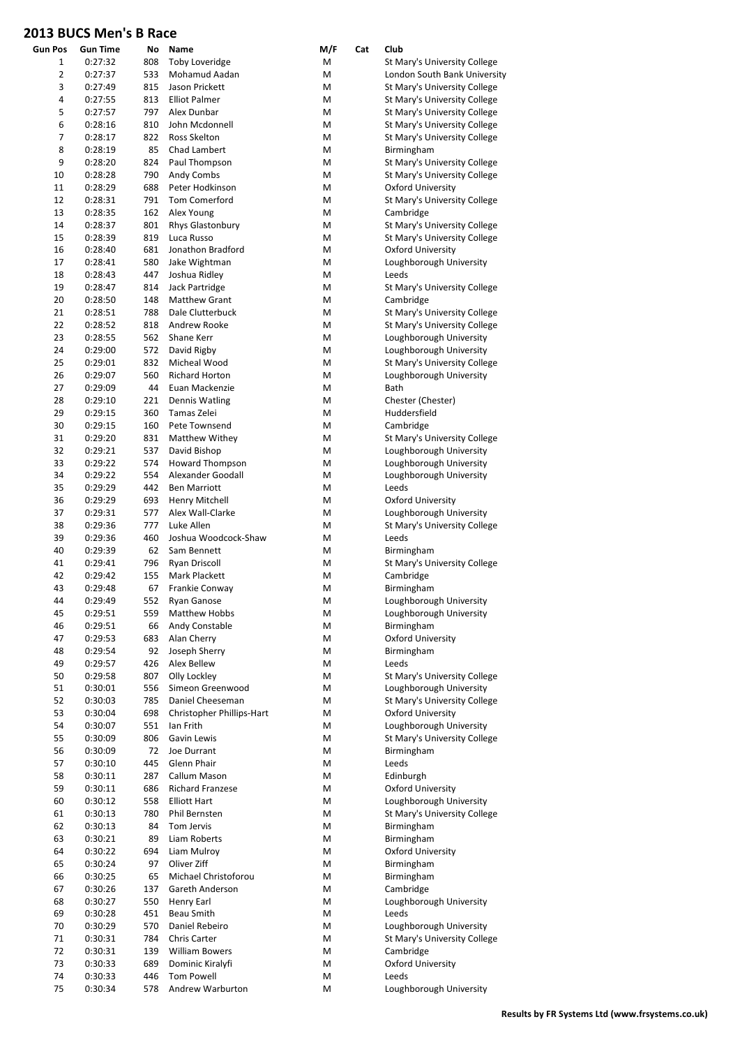# 2013 BUCS Men's B Race

| Gun Pos | Gun Time | No | Name | M/F | Cat | Club |
|---|---|---|---|---|---|---|
| 1 | 0:27:32 | 808 | Toby Loveridge | M | | St Mary's University College |
| 2 | 0:27:37 | 533 | Mohamud Aadan | M | | London South Bank University |
| 3 | 0:27:49 | 815 | Jason Prickett | M | | St Mary's University College |
| 4 | 0:27:55 | 813 | Elliot Palmer | M | | St Mary's University College |
| 5 | 0:27:57 | 797 | Alex Dunbar | M | | St Mary's University College |
| 6 | 0:28:16 | 810 | John Mcdonnell | M | | St Mary's University College |
| 7 | 0:28:17 | 822 | Ross Skelton | M | | St Mary's University College |
| 8 | 0:28:19 | 85 | Chad Lambert | M | | Birmingham |
| 9 | 0:28:20 | 824 | Paul Thompson | M | | St Mary's University College |
| 10 | 0:28:28 | 790 | Andy Combs | M | | St Mary's University College |
| 11 | 0:28:29 | 688 | Peter Hodkinson | M | | Oxford University |
| 12 | 0:28:31 | 791 | Tom Comerford | M | | St Mary's University College |
| 13 | 0:28:35 | 162 | Alex Young | M | | Cambridge |
| 14 | 0:28:37 | 801 | Rhys Glastonbury | M | | St Mary's University College |
| 15 | 0:28:39 | 819 | Luca Russo | M | | St Mary's University College |
| 16 | 0:28:40 | 681 | Jonathon Bradford | M | | Oxford University |
| 17 | 0:28:41 | 580 | Jake Wightman | M | | Loughborough University |
| 18 | 0:28:43 | 447 | Joshua Ridley | M | | Leeds |
| 19 | 0:28:47 | 814 | Jack Partridge | M | | St Mary's University College |
| 20 | 0:28:50 | 148 | Matthew Grant | M | | Cambridge |
| 21 | 0:28:51 | 788 | Dale Clutterbuck | M | | St Mary's University College |
| 22 | 0:28:52 | 818 | Andrew Rooke | M | | St Mary's University College |
| 23 | 0:28:55 | 562 | Shane Kerr | M | | Loughborough University |
| 24 | 0:29:00 | 572 | David Rigby | M | | Loughborough University |
| 25 | 0:29:01 | 832 | Micheal Wood | M | | St Mary's University College |
| 26 | 0:29:07 | 560 | Richard Horton | M | | Loughborough University |
| 27 | 0:29:09 | 44 | Euan Mackenzie | M | | Bath |
| 28 | 0:29:10 | 221 | Dennis Watling | M | | Chester (Chester) |
| 29 | 0:29:15 | 360 | Tamas Zelei | M | | Huddersfield |
| 30 | 0:29:15 | 160 | Pete Townsend | M | | Cambridge |
| 31 | 0:29:20 | 831 | Matthew Withey | M | | St Mary's University College |
| 32 | 0:29:21 | 537 | David Bishop | M | | Loughborough University |
| 33 | 0:29:22 | 574 | Howard Thompson | M | | Loughborough University |
| 34 | 0:29:22 | 554 | Alexander Goodall | M | | Loughborough University |
| 35 | 0:29:29 | 442 | Ben Marriott | M | | Leeds |
| 36 | 0:29:29 | 693 | Henry Mitchell | M | | Oxford University |
| 37 | 0:29:31 | 577 | Alex Wall-Clarke | M | | Loughborough University |
| 38 | 0:29:36 | 777 | Luke Allen | M | | St Mary's University College |
| 39 | 0:29:36 | 460 | Joshua Woodcock-Shaw | M | | Leeds |
| 40 | 0:29:39 | 62 | Sam Bennett | M | | Birmingham |
| 41 | 0:29:41 | 796 | Ryan Driscoll | M | | St Mary's University College |
| 42 | 0:29:42 | 155 | Mark Plackett | M | | Cambridge |
| 43 | 0:29:48 | 67 | Frankie Conway | M | | Birmingham |
| 44 | 0:29:49 | 552 | Ryan Ganose | M | | Loughborough University |
| 45 | 0:29:51 | 559 | Matthew Hobbs | M | | Loughborough University |
| 46 | 0:29:51 | 66 | Andy Constable | M | | Birmingham |
| 47 | 0:29:53 | 683 | Alan Cherry | M | | Oxford University |
| 48 | 0:29:54 | 92 | Joseph Sherry | M | | Birmingham |
| 49 | 0:29:57 | 426 | Alex Bellew | M | | Leeds |
| 50 | 0:29:58 | 807 | Olly Lockley | M | | St Mary's University College |
| 51 | 0:30:01 | 556 | Simeon Greenwood | M | | Loughborough University |
| 52 | 0:30:03 | 785 | Daniel Cheeseman | M | | St Mary's University College |
| 53 | 0:30:04 | 698 | Christopher Phillips-Hart | M | | Oxford University |
| 54 | 0:30:07 | 551 | Ian Frith | M | | Loughborough University |
| 55 | 0:30:09 | 806 | Gavin Lewis | M | | St Mary's University College |
| 56 | 0:30:09 | 72 | Joe Durrant | M | | Birmingham |
| 57 | 0:30:10 | 445 | Glenn Phair | M | | Leeds |
| 58 | 0:30:11 | 287 | Callum Mason | M | | Edinburgh |
| 59 | 0:30:11 | 686 | Richard Franzese | M | | Oxford University |
| 60 | 0:30:12 | 558 | Elliott Hart | M | | Loughborough University |
| 61 | 0:30:13 | 780 | Phil Bernsten | M | | St Mary's University College |
| 62 | 0:30:13 | 84 | Tom Jervis | M | | Birmingham |
| 63 | 0:30:21 | 89 | Liam Roberts | M | | Birmingham |
| 64 | 0:30:22 | 694 | Liam Mulroy | M | | Oxford University |
| 65 | 0:30:24 | 97 | Oliver Ziff | M | | Birmingham |
| 66 | 0:30:25 | 65 | Michael Christoforou | M | | Birmingham |
| 67 | 0:30:26 | 137 | Gareth Anderson | M | | Cambridge |
| 68 | 0:30:27 | 550 | Henry Earl | M | | Loughborough University |
| 69 | 0:30:28 | 451 | Beau Smith | M | | Leeds |
| 70 | 0:30:29 | 570 | Daniel Rebeiro | M | | Loughborough University |
| 71 | 0:30:31 | 784 | Chris Carter | M | | St Mary's University College |
| 72 | 0:30:31 | 139 | William Bowers | M | | Cambridge |
| 73 | 0:30:33 | 689 | Dominic Kiralyfi | M | | Oxford University |
| 74 | 0:30:33 | 446 | Tom Powell | M | | Leeds |
| 75 | 0:30:34 | 578 | Andrew Warburton | M | | Loughborough University |

**Results by FR Systems Ltd (www.frsystems.co.uk)**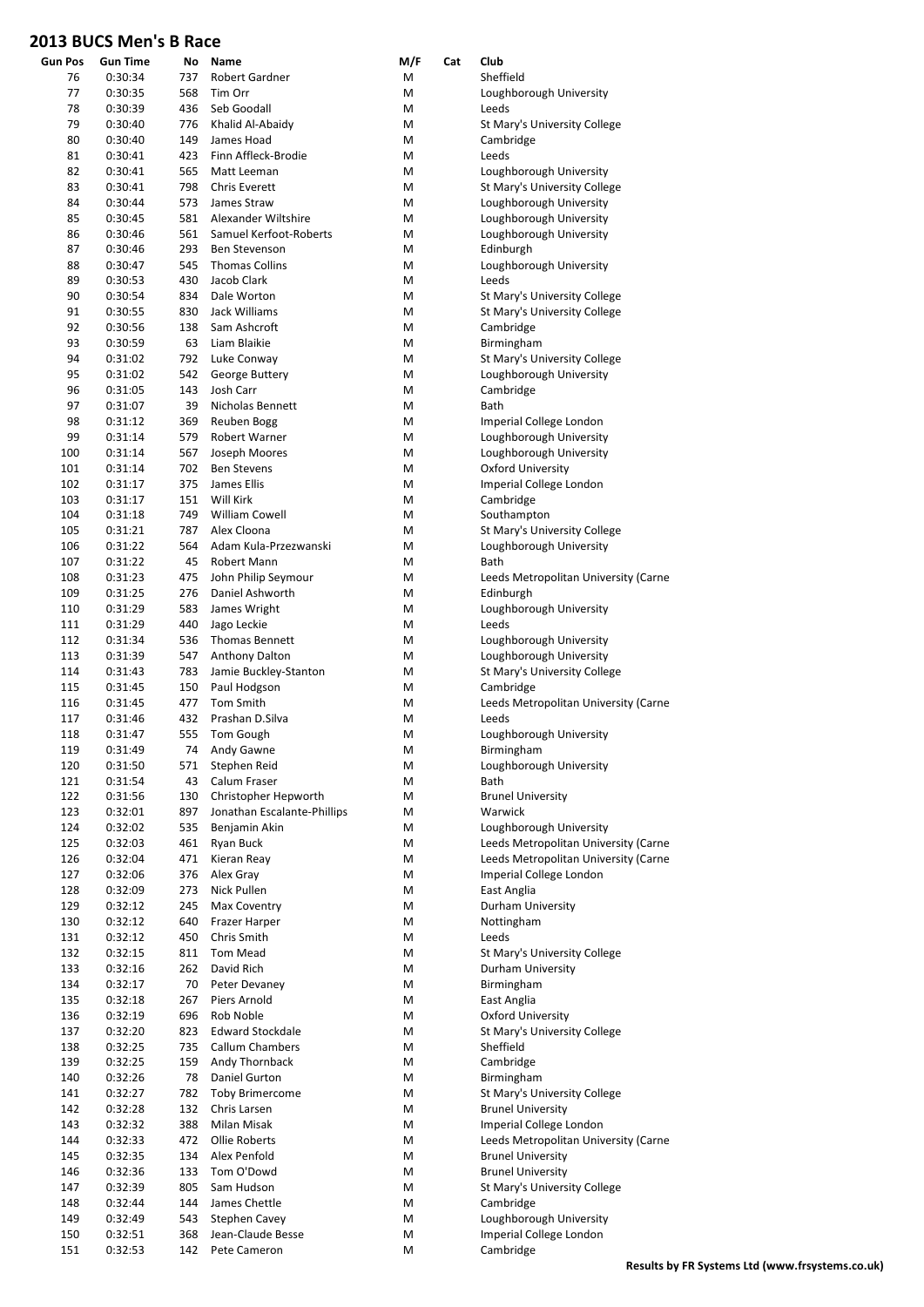## 2013 BUCS Men's B Race

| Gun Pos | Gun Time | No | Name | M/F | Cat | Club |
|---|---|---|---|---|---|---|
| 76 | 0:30:34 | 737 | Robert Gardner | M | | Sheffield |
| 77 | 0:30:35 | 568 | Tim Orr | M | | Loughborough University |
| 78 | 0:30:39 | 436 | Seb Goodall | M | | Leeds |
| 79 | 0:30:40 | 776 | Khalid Al-Abaidy | M | | St Mary's University College |
| 80 | 0:30:40 | 149 | James Hoad | M | | Cambridge |
| 81 | 0:30:41 | 423 | Finn Affleck-Brodie | M | | Leeds |
| 82 | 0:30:41 | 565 | Matt Leeman | M | | Loughborough University |
| 83 | 0:30:41 | 798 | Chris Everett | M | | St Mary's University College |
| 84 | 0:30:44 | 573 | James Straw | M | | Loughborough University |
| 85 | 0:30:45 | 581 | Alexander Wiltshire | M | | Loughborough University |
| 86 | 0:30:46 | 561 | Samuel Kerfoot-Roberts | M | | Loughborough University |
| 87 | 0:30:46 | 293 | Ben Stevenson | M | | Edinburgh |
| 88 | 0:30:47 | 545 | Thomas Collins | M | | Loughborough University |
| 89 | 0:30:53 | 430 | Jacob Clark | M | | Leeds |
| 90 | 0:30:54 | 834 | Dale Worton | M | | St Mary's University College |
| 91 | 0:30:55 | 830 | Jack Williams | M | | St Mary's University College |
| 92 | 0:30:56 | 138 | Sam Ashcroft | M | | Cambridge |
| 93 | 0:30:59 | 63 | Liam Blaikie | M | | Birmingham |
| 94 | 0:31:02 | 792 | Luke Conway | M | | St Mary's University College |
| 95 | 0:31:02 | 542 | George Buttery | M | | Loughborough University |
| 96 | 0:31:05 | 143 | Josh Carr | M | | Cambridge |
| 97 | 0:31:07 | 39 | Nicholas Bennett | M | | Bath |
| 98 | 0:31:12 | 369 | Reuben Bogg | M | | Imperial College London |
| 99 | 0:31:14 | 579 | Robert Warner | M | | Loughborough University |
| 100 | 0:31:14 | 567 | Joseph Moores | M | | Loughborough University |
| 101 | 0:31:14 | 702 | Ben Stevens | M | | Oxford University |
| 102 | 0:31:17 | 375 | James Ellis | M | | Imperial College London |
| 103 | 0:31:17 | 151 | Will Kirk | M | | Cambridge |
| 104 | 0:31:18 | 749 | William Cowell | M | | Southampton |
| 105 | 0:31:21 | 787 | Alex Cloona | M | | St Mary's University College |
| 106 | 0:31:22 | 564 | Adam Kula-Przezwanski | M | | Loughborough University |
| 107 | 0:31:22 | 45 | Robert Mann | M | | Bath |
| 108 | 0:31:23 | 475 | John Philip Seymour | M | | Leeds Metropolitan University (Carne |
| 109 | 0:31:25 | 276 | Daniel Ashworth | M | | Edinburgh |
| 110 | 0:31:29 | 583 | James Wright | M | | Loughborough University |
| 111 | 0:31:29 | 440 | Jago Leckie | M | | Leeds |
| 112 | 0:31:34 | 536 | Thomas Bennett | M | | Loughborough University |
| 113 | 0:31:39 | 547 | Anthony Dalton | M | | Loughborough University |
| 114 | 0:31:43 | 783 | Jamie Buckley-Stanton | M | | St Mary's University College |
| 115 | 0:31:45 | 150 | Paul Hodgson | M | | Cambridge |
| 116 | 0:31:45 | 477 | Tom Smith | M | | Leeds Metropolitan University (Carne |
| 117 | 0:31:46 | 432 | Prashan D.Silva | M | | Leeds |
| 118 | 0:31:47 | 555 | Tom Gough | M | | Loughborough University |
| 119 | 0:31:49 | 74 | Andy Gawne | M | | Birmingham |
| 120 | 0:31:50 | 571 | Stephen Reid | M | | Loughborough University |
| 121 | 0:31:54 | 43 | Calum Fraser | M | | Bath |
| 122 | 0:31:56 | 130 | Christopher Hepworth | M | | Brunel University |
| 123 | 0:32:01 | 897 | Jonathan Escalante-Phillips | M | | Warwick |
| 124 | 0:32:02 | 535 | Benjamin Akin | M | | Loughborough University |
| 125 | 0:32:03 | 461 | Ryan Buck | M | | Leeds Metropolitan University (Carne |
| 126 | 0:32:04 | 471 | Kieran Reay | M | | Leeds Metropolitan University (Carne |
| 127 | 0:32:06 | 376 | Alex Gray | M | | Imperial College London |
| 128 | 0:32:09 | 273 | Nick Pullen | M | | East Anglia |
| 129 | 0:32:12 | 245 | Max Coventry | M | | Durham University |
| 130 | 0:32:12 | 640 | Frazer Harper | M | | Nottingham |
| 131 | 0:32:12 | 450 | Chris Smith | M | | Leeds |
| 132 | 0:32:15 | 811 | Tom Mead | M | | St Mary's University College |
| 133 | 0:32:16 | 262 | David Rich | M | | Durham University |
| 134 | 0:32:17 | 70 | Peter Devaney | M | | Birmingham |
| 135 | 0:32:18 | 267 | Piers Arnold | M | | East Anglia |
| 136 | 0:32:19 | 696 | Rob Noble | M | | Oxford University |
| 137 | 0:32:20 | 823 | Edward Stockdale | M | | St Mary's University College |
| 138 | 0:32:25 | 735 | Callum Chambers | M | | Sheffield |
| 139 | 0:32:25 | 159 | Andy Thornback | M | | Cambridge |
| 140 | 0:32:26 | 78 | Daniel Gurton | M | | Birmingham |
| 141 | 0:32:27 | 782 | Toby Brimercome | M | | St Mary's University College |
| 142 | 0:32:28 | 132 | Chris Larsen | M | | Brunel University |
| 143 | 0:32:32 | 388 | Milan Misak | M | | Imperial College London |
| 144 | 0:32:33 | 472 | Ollie Roberts | M | | Leeds Metropolitan University (Carne |
| 145 | 0:32:35 | 134 | Alex Penfold | M | | Brunel University |
| 146 | 0:32:36 | 133 | Tom O'Dowd | M | | Brunel University |
| 147 | 0:32:39 | 805 | Sam Hudson | M | | St Mary's University College |
| 148 | 0:32:44 | 144 | James Chettle | M | | Cambridge |
| 149 | 0:32:49 | 543 | Stephen Cavey | M | | Loughborough University |
| 150 | 0:32:51 | 368 | Jean-Claude Besse | M | | Imperial College London |
| 151 | 0:32:53 | 142 | Pete Cameron | M | | Cambridge |

**Results by FR Systems Ltd (www.frsystems.co.uk)**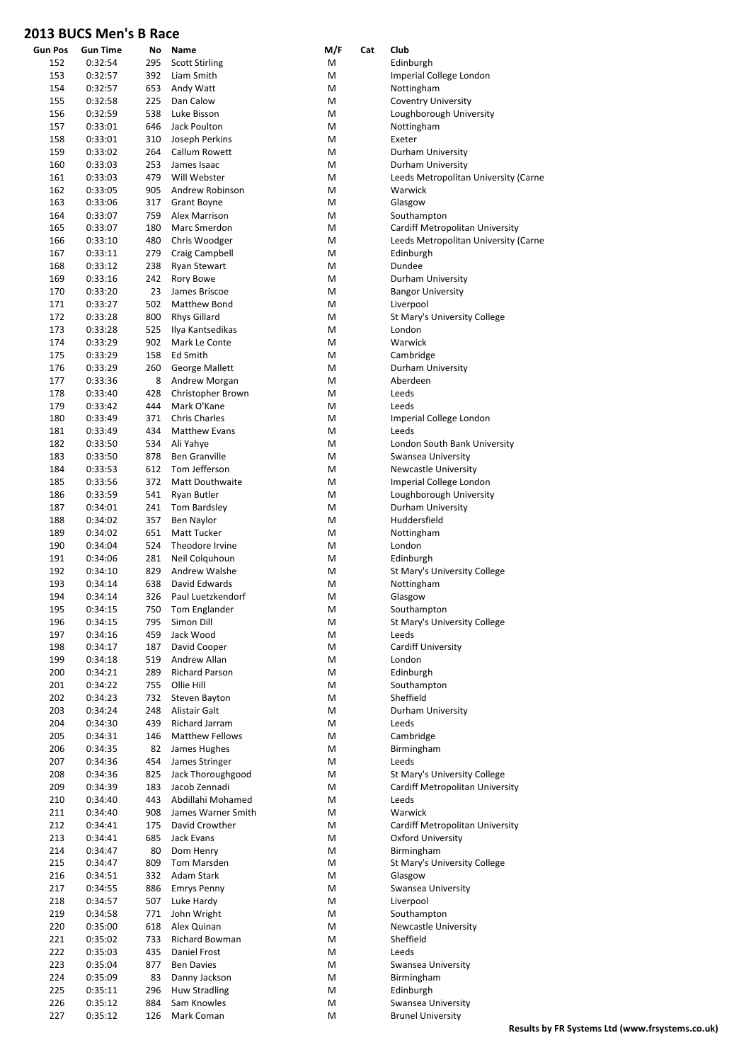# 2013 BUCS Men's B Race

| Gun Pos | Gun Time | No | Name | M/F | Cat | Club |
|---|---|---|---|---|---|---|
| 152 | 0:32:54 | 295 | Scott Stirling | M | | Edinburgh |
| 153 | 0:32:57 | 392 | Liam Smith | M | | Imperial College London |
| 154 | 0:32:57 | 653 | Andy Watt | M | | Nottingham |
| 155 | 0:32:58 | 225 | Dan Calow | M | | Coventry University |
| 156 | 0:32:59 | 538 | Luke Bisson | M | | Loughborough University |
| 157 | 0:33:01 | 646 | Jack Poulton | M | | Nottingham |
| 158 | 0:33:01 | 310 | Joseph Perkins | M | | Exeter |
| 159 | 0:33:02 | 264 | Callum Rowett | M | | Durham University |
| 160 | 0:33:03 | 253 | James Isaac | M | | Durham University |
| 161 | 0:33:03 | 479 | Will Webster | M | | Leeds Metropolitan University (Carne |
| 162 | 0:33:05 | 905 | Andrew Robinson | M | | Warwick |
| 163 | 0:33:06 | 317 | Grant Boyne | M | | Glasgow |
| 164 | 0:33:07 | 759 | Alex Marrison | M | | Southampton |
| 165 | 0:33:07 | 180 | Marc Smerdon | M | | Cardiff Metropolitan University |
| 166 | 0:33:10 | 480 | Chris Woodger | M | | Leeds Metropolitan University (Carne |
| 167 | 0:33:11 | 279 | Craig Campbell | M | | Edinburgh |
| 168 | 0:33:12 | 238 | Ryan Stewart | M | | Dundee |
| 169 | 0:33:16 | 242 | Rory Bowe | M | | Durham University |
| 170 | 0:33:20 | 23 | James Briscoe | M | | Bangor University |
| 171 | 0:33:27 | 502 | Matthew Bond | M | | Liverpool |
| 172 | 0:33:28 | 800 | Rhys Gillard | M | | St Mary's University College |
| 173 | 0:33:28 | 525 | Ilya Kantsedikas | M | | London |
| 174 | 0:33:29 | 902 | Mark Le Conte | M | | Warwick |
| 175 | 0:33:29 | 158 | Ed Smith | M | | Cambridge |
| 176 | 0:33:29 | 260 | George Mallett | M | | Durham University |
| 177 | 0:33:36 | 8 | Andrew Morgan | M | | Aberdeen |
| 178 | 0:33:40 | 428 | Christopher Brown | M | | Leeds |
| 179 | 0:33:42 | 444 | Mark O'Kane | M | | Leeds |
| 180 | 0:33:49 | 371 | Chris Charles | M | | Imperial College London |
| 181 | 0:33:49 | 434 | Matthew Evans | M | | Leeds |
| 182 | 0:33:50 | 534 | Ali Yahye | M | | London South Bank University |
| 183 | 0:33:50 | 878 | Ben Granville | M | | Swansea University |
| 184 | 0:33:53 | 612 | Tom Jefferson | M | | Newcastle University |
| 185 | 0:33:56 | 372 | Matt Douthwaite | M | | Imperial College London |
| 186 | 0:33:59 | 541 | Ryan Butler | M | | Loughborough University |
| 187 | 0:34:01 | 241 | Tom Bardsley | M | | Durham University |
| 188 | 0:34:02 | 357 | Ben Naylor | M | | Huddersfield |
| 189 | 0:34:02 | 651 | Matt Tucker | M | | Nottingham |
| 190 | 0:34:04 | 524 | Theodore Irvine | M | | London |
| 191 | 0:34:06 | 281 | Neil Colquhoun | M | | Edinburgh |
| 192 | 0:34:10 | 829 | Andrew Walshe | M | | St Mary's University College |
| 193 | 0:34:14 | 638 | David Edwards | M | | Nottingham |
| 194 | 0:34:14 | 326 | Paul Luetzkendorf | M | | Glasgow |
| 195 | 0:34:15 | 750 | Tom Englander | M | | Southampton |
| 196 | 0:34:15 | 795 | Simon Dill | M | | St Mary's University College |
| 197 | 0:34:16 | 459 | Jack Wood | M | | Leeds |
| 198 | 0:34:17 | 187 | David Cooper | M | | Cardiff University |
| 199 | 0:34:18 | 519 | Andrew Allan | M | | London |
| 200 | 0:34:21 | 289 | Richard Parson | M | | Edinburgh |
| 201 | 0:34:22 | 755 | Ollie Hill | M | | Southampton |
| 202 | 0:34:23 | 732 | Steven Bayton | M | | Sheffield |
| 203 | 0:34:24 | 248 | Alistair Galt | M | | Durham University |
| 204 | 0:34:30 | 439 | Richard Jarram | M | | Leeds |
| 205 | 0:34:31 | 146 | Matthew Fellows | M | | Cambridge |
| 206 | 0:34:35 | 82 | James Hughes | M | | Birmingham |
| 207 | 0:34:36 | 454 | James Stringer | M | | Leeds |
| 208 | 0:34:36 | 825 | Jack Thoroughgood | M | | St Mary's University College |
| 209 | 0:34:39 | 183 | Jacob Zennadi | M | | Cardiff Metropolitan University |
| 210 | 0:34:40 | 443 | Abdillahi Mohamed | M | | Leeds |
| 211 | 0:34:40 | 908 | James Warner Smith | M | | Warwick |
| 212 | 0:34:41 | 175 | David Crowther | M | | Cardiff Metropolitan University |
| 213 | 0:34:41 | 685 | Jack Evans | M | | Oxford University |
| 214 | 0:34:47 | 80 | Dom Henry | M | | Birmingham |
| 215 | 0:34:47 | 809 | Tom Marsden | M | | St Mary's University College |
| 216 | 0:34:51 | 332 | Adam Stark | M | | Glasgow |
| 217 | 0:34:55 | 886 | Emrys Penny | M | | Swansea University |
| 218 | 0:34:57 | 507 | Luke Hardy | M | | Liverpool |
| 219 | 0:34:58 | 771 | John Wright | M | | Southampton |
| 220 | 0:35:00 | 618 | Alex Quinan | M | | Newcastle University |
| 221 | 0:35:02 | 733 | Richard Bowman | M | | Sheffield |
| 222 | 0:35:03 | 435 | Daniel Frost | M | | Leeds |
| 223 | 0:35:04 | 877 | Ben Davies | M | | Swansea University |
| 224 | 0:35:09 | 83 | Danny Jackson | M | | Birmingham |
| 225 | 0:35:11 | 296 | Huw Stradling | M | | Edinburgh |
| 226 | 0:35:12 | 884 | Sam Knowles | M | | Swansea University |
| 227 | 0:35:12 | 126 | Mark Coman | M | | Brunel University |

**Results by FR Systems Ltd (www.frsystems.co.uk)**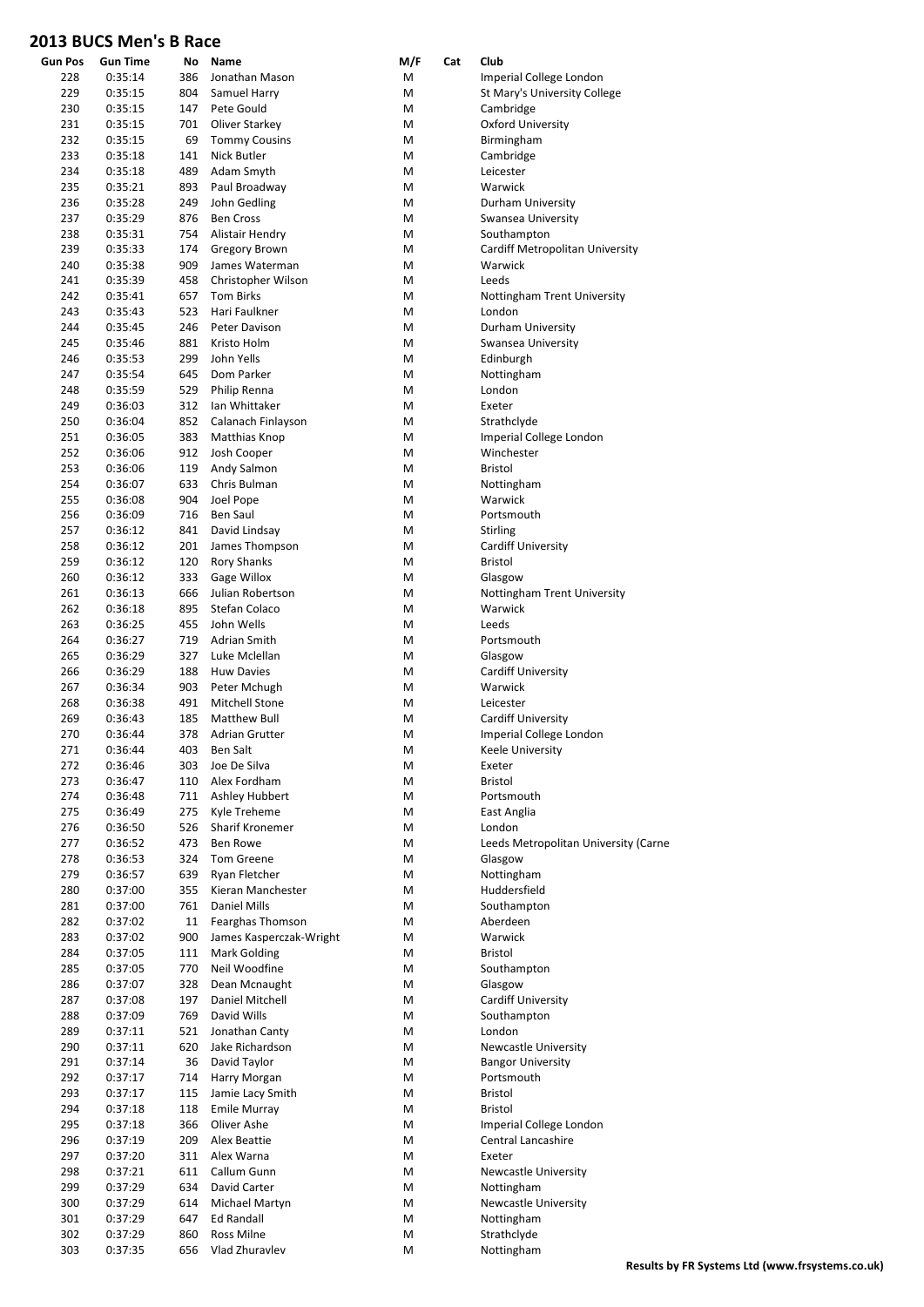# 2013 BUCS Men's B Race

| Gun Pos | Gun Time | No | Name | M/F | Cat | Club |
|---|---|---|---|---|---|---|
| 228 | 0:35:14 | 386 | Jonathan Mason | M | | Imperial College London |
| 229 | 0:35:15 | 804 | Samuel Harry | M | | St Mary's University College |
| 230 | 0:35:15 | 147 | Pete Gould | M | | Cambridge |
| 231 | 0:35:15 | 701 | Oliver Starkey | M | | Oxford University |
| 232 | 0:35:15 | 69 | Tommy Cousins | M | | Birmingham |
| 233 | 0:35:18 | 141 | Nick Butler | M | | Cambridge |
| 234 | 0:35:18 | 489 | Adam Smyth | M | | Leicester |
| 235 | 0:35:21 | 893 | Paul Broadway | M | | Warwick |
| 236 | 0:35:28 | 249 | John Gedling | M | | Durham University |
| 237 | 0:35:29 | 876 | Ben Cross | M | | Swansea University |
| 238 | 0:35:31 | 754 | Alistair Hendry | M | | Southampton |
| 239 | 0:35:33 | 174 | Gregory Brown | M | | Cardiff Metropolitan University |
| 240 | 0:35:38 | 909 | James Waterman | M | | Warwick |
| 241 | 0:35:39 | 458 | Christopher Wilson | M | | Leeds |
| 242 | 0:35:41 | 657 | Tom Birks | M | | Nottingham Trent University |
| 243 | 0:35:43 | 523 | Hari Faulkner | M | | London |
| 244 | 0:35:45 | 246 | Peter Davison | M | | Durham University |
| 245 | 0:35:46 | 881 | Kristo Holm | M | | Swansea University |
| 246 | 0:35:53 | 299 | John Yells | M | | Edinburgh |
| 247 | 0:35:54 | 645 | Dom Parker | M | | Nottingham |
| 248 | 0:35:59 | 529 | Philip Renna | M | | London |
| 249 | 0:36:03 | 312 | Ian Whittaker | M | | Exeter |
| 250 | 0:36:04 | 852 | Calanach Finlayson | M | | Strathclyde |
| 251 | 0:36:05 | 383 | Matthias Knop | M | | Imperial College London |
| 252 | 0:36:06 | 912 | Josh Cooper | M | | Winchester |
| 253 | 0:36:06 | 119 | Andy Salmon | M | | Bristol |
| 254 | 0:36:07 | 633 | Chris Bulman | M | | Nottingham |
| 255 | 0:36:08 | 904 | Joel Pope | M | | Warwick |
| 256 | 0:36:09 | 716 | Ben Saul | M | | Portsmouth |
| 257 | 0:36:12 | 841 | David Lindsay | M | | Stirling |
| 258 | 0:36:12 | 201 | James Thompson | M | | Cardiff University |
| 259 | 0:36:12 | 120 | Rory Shanks | M | | Bristol |
| 260 | 0:36:12 | 333 | Gage Willox | M | | Glasgow |
| 261 | 0:36:13 | 666 | Julian Robertson | M | | Nottingham Trent University |
| 262 | 0:36:18 | 895 | Stefan Colaco | M | | Warwick |
| 263 | 0:36:25 | 455 | John Wells | M | | Leeds |
| 264 | 0:36:27 | 719 | Adrian Smith | M | | Portsmouth |
| 265 | 0:36:29 | 327 | Luke Mclellan | M | | Glasgow |
| 266 | 0:36:29 | 188 | Huw Davies | M | | Cardiff University |
| 267 | 0:36:34 | 903 | Peter Mchugh | M | | Warwick |
| 268 | 0:36:38 | 491 | Mitchell Stone | M | | Leicester |
| 269 | 0:36:43 | 185 | Matthew Bull | M | | Cardiff University |
| 270 | 0:36:44 | 378 | Adrian Grutter | M | | Imperial College London |
| 271 | 0:36:44 | 403 | Ben Salt | M | | Keele University |
| 272 | 0:36:46 | 303 | Joe De Silva | M | | Exeter |
| 273 | 0:36:47 | 110 | Alex Fordham | M | | Bristol |
| 274 | 0:36:48 | 711 | Ashley Hubbert | M | | Portsmouth |
| 275 | 0:36:49 | 275 | Kyle Treheme | M | | East Anglia |
| 276 | 0:36:50 | 526 | Sharif Kronemer | M | | London |
| 277 | 0:36:52 | 473 | Ben Rowe | M | | Leeds Metropolitan University (Carne |
| 278 | 0:36:53 | 324 | Tom Greene | M | | Glasgow |
| 279 | 0:36:57 | 639 | Ryan Fletcher | M | | Nottingham |
| 280 | 0:37:00 | 355 | Kieran Manchester | M | | Huddersfield |
| 281 | 0:37:00 | 761 | Daniel Mills | M | | Southampton |
| 282 | 0:37:02 | 11 | Fearghas Thomson | M | | Aberdeen |
| 283 | 0:37:02 | 900 | James Kasperczak-Wright | M | | Warwick |
| 284 | 0:37:05 | 111 | Mark Golding | M | | Bristol |
| 285 | 0:37:05 | 770 | Neil Woodfine | M | | Southampton |
| 286 | 0:37:07 | 328 | Dean Mcnaught | M | | Glasgow |
| 287 | 0:37:08 | 197 | Daniel Mitchell | M | | Cardiff University |
| 288 | 0:37:09 | 769 | David Wills | M | | Southampton |
| 289 | 0:37:11 | 521 | Jonathan Canty | M | | London |
| 290 | 0:37:11 | 620 | Jake Richardson | M | | Newcastle University |
| 291 | 0:37:14 | 36 | David Taylor | M | | Bangor University |
| 292 | 0:37:17 | 714 | Harry Morgan | M | | Portsmouth |
| 293 | 0:37:17 | 115 | Jamie Lacy Smith | M | | Bristol |
| 294 | 0:37:18 | 118 | Emile Murray | M | | Bristol |
| 295 | 0:37:18 | 366 | Oliver Ashe | M | | Imperial College London |
| 296 | 0:37:19 | 209 | Alex Beattie | M | | Central Lancashire |
| 297 | 0:37:20 | 311 | Alex Warna | M | | Exeter |
| 298 | 0:37:21 | 611 | Callum Gunn | M | | Newcastle University |
| 299 | 0:37:29 | 634 | David Carter | M | | Nottingham |
| 300 | 0:37:29 | 614 | Michael Martyn | M | | Newcastle University |
| 301 | 0:37:29 | 647 | Ed Randall | M | | Nottingham |
| 302 | 0:37:29 | 860 | Ross Milne | M | | Strathclyde |
| 303 | 0:37:35 | 656 | Vlad Zhuravlev | M | | Nottingham |

**Results by FR Systems Ltd (www.frsystems.co.uk)**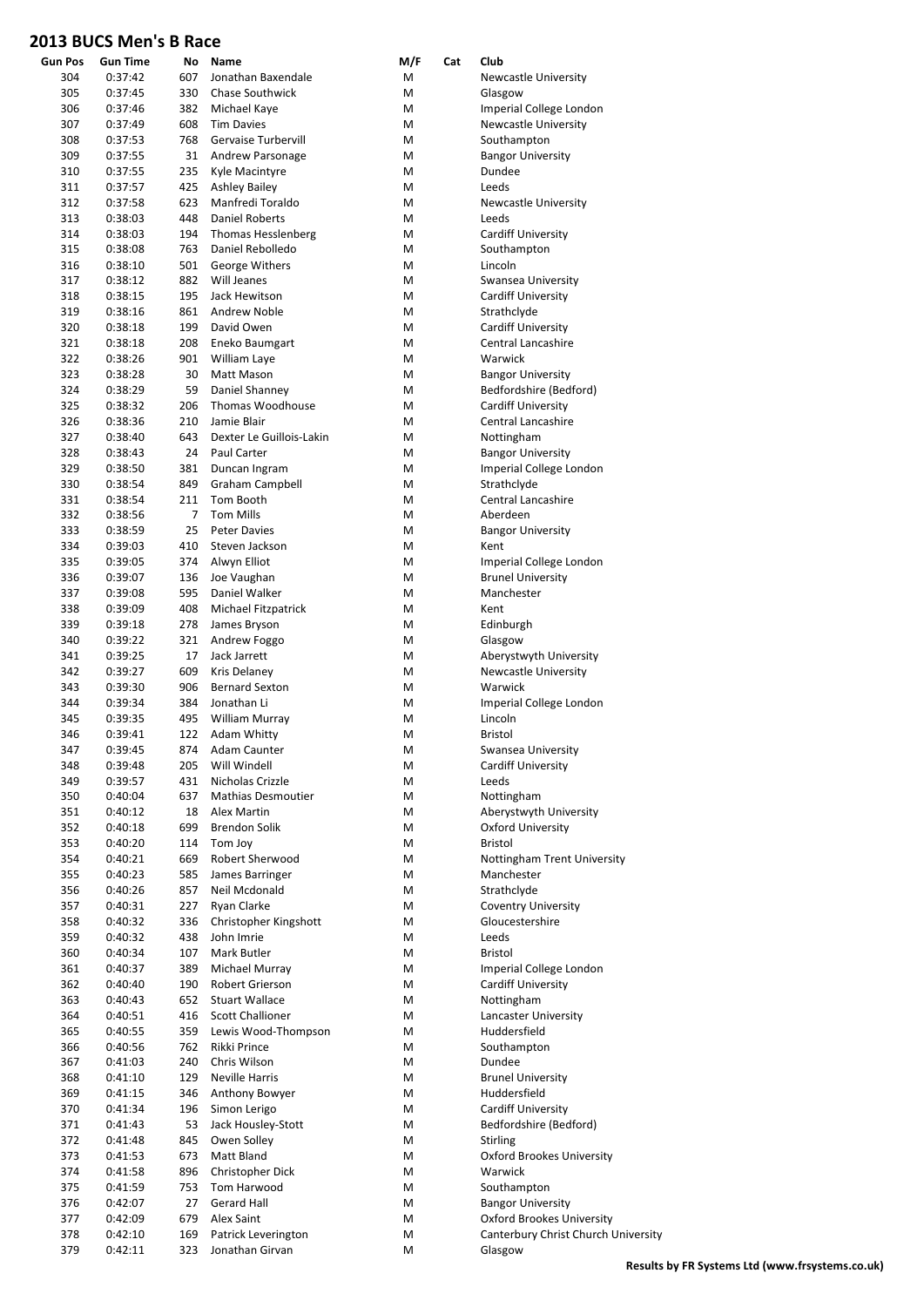## 2013 BUCS Men's B Race

| Gun Pos | Gun Time | No | Name | M/F | Cat | Club |
|---|---|---|---|---|---|---|
| 304 | 0:37:42 | 607 | Jonathan Baxendale | M | | Newcastle University |
| 305 | 0:37:45 | 330 | Chase Southwick | M | | Glasgow |
| 306 | 0:37:46 | 382 | Michael Kaye | M | | Imperial College London |
| 307 | 0:37:49 | 608 | Tim Davies | M | | Newcastle University |
| 308 | 0:37:53 | 768 | Gervaise Turbervill | M | | Southampton |
| 309 | 0:37:55 | 31 | Andrew Parsonage | M | | Bangor University |
| 310 | 0:37:55 | 235 | Kyle Macintyre | M | | Dundee |
| 311 | 0:37:57 | 425 | Ashley Bailey | M | | Leeds |
| 312 | 0:37:58 | 623 | Manfredi Toraldo | M | | Newcastle University |
| 313 | 0:38:03 | 448 | Daniel Roberts | M | | Leeds |
| 314 | 0:38:03 | 194 | Thomas Hesslenberg | M | | Cardiff University |
| 315 | 0:38:08 | 763 | Daniel Rebolledo | M | | Southampton |
| 316 | 0:38:10 | 501 | George Withers | M | | Lincoln |
| 317 | 0:38:12 | 882 | Will Jeanes | M | | Swansea University |
| 318 | 0:38:15 | 195 | Jack Hewitson | M | | Cardiff University |
| 319 | 0:38:16 | 861 | Andrew Noble | M | | Strathclyde |
| 320 | 0:38:18 | 199 | David Owen | M | | Cardiff University |
| 321 | 0:38:18 | 208 | Eneko Baumgart | M | | Central Lancashire |
| 322 | 0:38:26 | 901 | William Laye | M | | Warwick |
| 323 | 0:38:28 | 30 | Matt Mason | M | | Bangor University |
| 324 | 0:38:29 | 59 | Daniel Shanney | M | | Bedfordshire (Bedford) |
| 325 | 0:38:32 | 206 | Thomas Woodhouse | M | | Cardiff University |
| 326 | 0:38:36 | 210 | Jamie Blair | M | | Central Lancashire |
| 327 | 0:38:40 | 643 | Dexter Le Guillois-Lakin | M | | Nottingham |
| 328 | 0:38:43 | 24 | Paul Carter | M | | Bangor University |
| 329 | 0:38:50 | 381 | Duncan Ingram | M | | Imperial College London |
| 330 | 0:38:54 | 849 | Graham Campbell | M | | Strathclyde |
| 331 | 0:38:54 | 211 | Tom Booth | M | | Central Lancashire |
| 332 | 0:38:56 | 7 | Tom Mills | M | | Aberdeen |
| 333 | 0:38:59 | 25 | Peter Davies | M | | Bangor University |
| 334 | 0:39:03 | 410 | Steven Jackson | M | | Kent |
| 335 | 0:39:05 | 374 | Alwyn Elliot | M | | Imperial College London |
| 336 | 0:39:07 | 136 | Joe Vaughan | M | | Brunel University |
| 337 | 0:39:08 | 595 | Daniel Walker | M | | Manchester |
| 338 | 0:39:09 | 408 | Michael Fitzpatrick | M | | Kent |
| 339 | 0:39:18 | 278 | James Bryson | M | | Edinburgh |
| 340 | 0:39:22 | 321 | Andrew Foggo | M | | Glasgow |
| 341 | 0:39:25 | 17 | Jack Jarrett | M | | Aberystwyth University |
| 342 | 0:39:27 | 609 | Kris Delaney | M | | Newcastle University |
| 343 | 0:39:30 | 906 | Bernard Sexton | M | | Warwick |
| 344 | 0:39:34 | 384 | Jonathan Li | M | | Imperial College London |
| 345 | 0:39:35 | 495 | William Murray | M | | Lincoln |
| 346 | 0:39:41 | 122 | Adam Whitty | M | | Bristol |
| 347 | 0:39:45 | 874 | Adam Caunter | M | | Swansea University |
| 348 | 0:39:48 | 205 | Will Windell | M | | Cardiff University |
| 349 | 0:39:57 | 431 | Nicholas Crizzle | M | | Leeds |
| 350 | 0:40:04 | 637 | Mathias Desmoutier | M | | Nottingham |
| 351 | 0:40:12 | 18 | Alex Martin | M | | Aberystwyth University |
| 352 | 0:40:18 | 699 | Brendon Solik | M | | Oxford University |
| 353 | 0:40:20 | 114 | Tom Joy | M | | Bristol |
| 354 | 0:40:21 | 669 | Robert Sherwood | M | | Nottingham Trent University |
| 355 | 0:40:23 | 585 | James Barringer | M | | Manchester |
| 356 | 0:40:26 | 857 | Neil Mcdonald | M | | Strathclyde |
| 357 | 0:40:31 | 227 | Ryan Clarke | M | | Coventry University |
| 358 | 0:40:32 | 336 | Christopher Kingshott | M | | Gloucestershire |
| 359 | 0:40:32 | 438 | John Imrie | M | | Leeds |
| 360 | 0:40:34 | 107 | Mark Butler | M | | Bristol |
| 361 | 0:40:37 | 389 | Michael Murray | M | | Imperial College London |
| 362 | 0:40:40 | 190 | Robert Grierson | M | | Cardiff University |
| 363 | 0:40:43 | 652 | Stuart Wallace | M | | Nottingham |
| 364 | 0:40:51 | 416 | Scott Challioner | M | | Lancaster University |
| 365 | 0:40:55 | 359 | Lewis Wood-Thompson | M | | Huddersfield |
| 366 | 0:40:56 | 762 | Rikki Prince | M | | Southampton |
| 367 | 0:41:03 | 240 | Chris Wilson | M | | Dundee |
| 368 | 0:41:10 | 129 | Neville Harris | M | | Brunel University |
| 369 | 0:41:15 | 346 | Anthony Bowyer | M | | Huddersfield |
| 370 | 0:41:34 | 196 | Simon Lerigo | M | | Cardiff University |
| 371 | 0:41:43 | 53 | Jack Housley-Stott | M | | Bedfordshire (Bedford) |
| 372 | 0:41:48 | 845 | Owen Solley | M | | Stirling |
| 373 | 0:41:53 | 673 | Matt Bland | M | | Oxford Brookes University |
| 374 | 0:41:58 | 896 | Christopher Dick | M | | Warwick |
| 375 | 0:41:59 | 753 | Tom Harwood | M | | Southampton |
| 376 | 0:42:07 | 27 | Gerard Hall | M | | Bangor University |
| 377 | 0:42:09 | 679 | Alex Saint | M | | Oxford Brookes University |
| 378 | 0:42:10 | 169 | Patrick Leverington | M | | Canterbury Christ Church University |
| 379 | 0:42:11 | 323 | Jonathan Girvan | M | | Glasgow |

**Results by FR Systems Ltd (www.frsystems.co.uk)**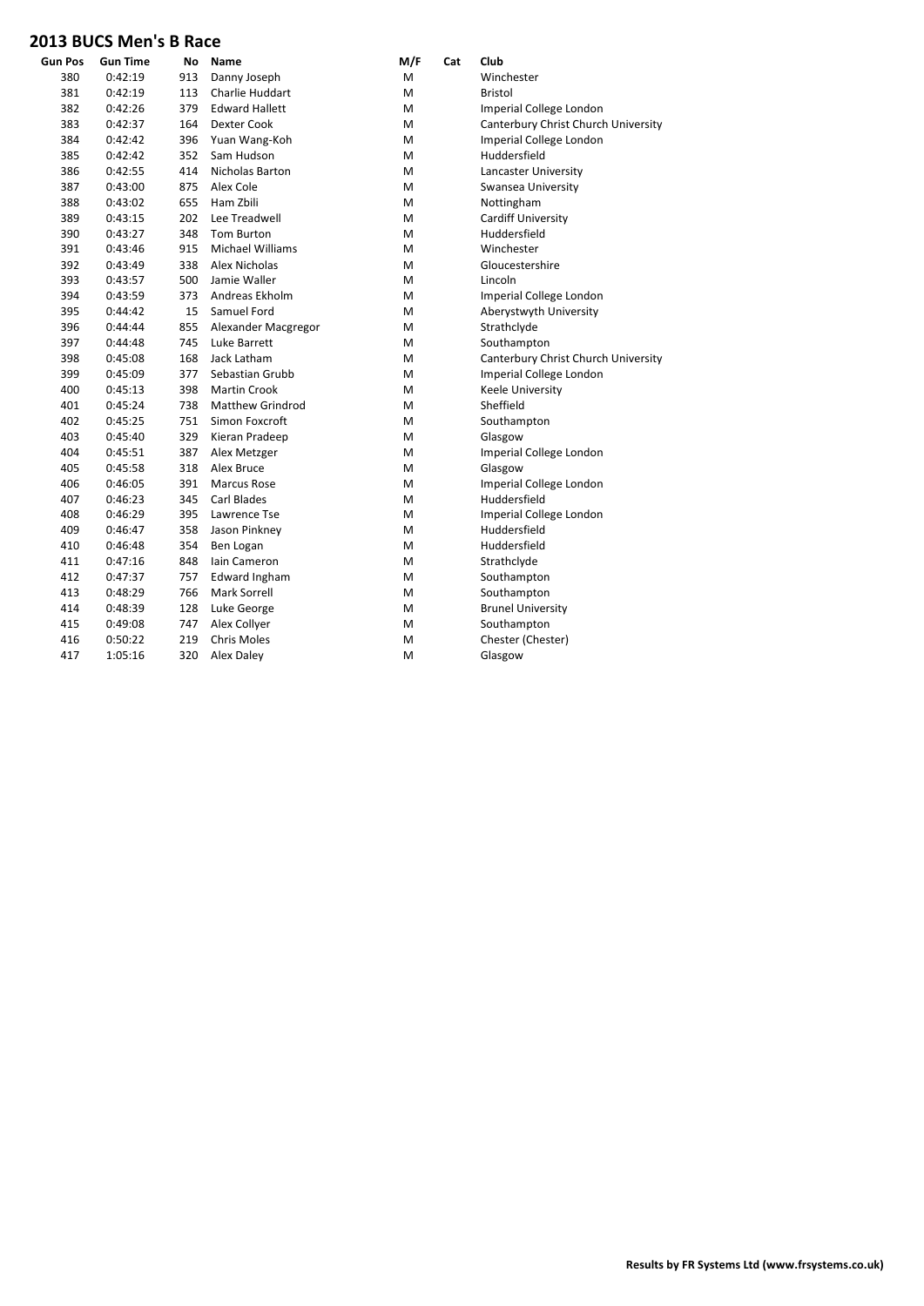## 2013 BUCS Men's B Race

| Gun Pos | Gun Time | No | Name | M/F | Cat | Club |
|---|---|---|---|---|---|---|
| 380 | 0:42:19 | 913 | Danny Joseph | M | | Winchester |
| 381 | 0:42:19 | 113 | Charlie Huddart | M | | Bristol |
| 382 | 0:42:26 | 379 | Edward Hallett | M | | Imperial College London |
| 383 | 0:42:37 | 164 | Dexter Cook | M | | Canterbury Christ Church University |
| 384 | 0:42:42 | 396 | Yuan Wang-Koh | M | | Imperial College London |
| 385 | 0:42:42 | 352 | Sam Hudson | M | | Huddersfield |
| 386 | 0:42:55 | 414 | Nicholas Barton | M | | Lancaster University |
| 387 | 0:43:00 | 875 | Alex Cole | M | | Swansea University |
| 388 | 0:43:02 | 655 | Ham Zbili | M | | Nottingham |
| 389 | 0:43:15 | 202 | Lee Treadwell | M | | Cardiff University |
| 390 | 0:43:27 | 348 | Tom Burton | M | | Huddersfield |
| 391 | 0:43:46 | 915 | Michael Williams | M | | Winchester |
| 392 | 0:43:49 | 338 | Alex Nicholas | M | | Gloucestershire |
| 393 | 0:43:57 | 500 | Jamie Waller | M | | Lincoln |
| 394 | 0:43:59 | 373 | Andreas Ekholm | M | | Imperial College London |
| 395 | 0:44:42 | 15 | Samuel Ford | M | | Aberystwyth University |
| 396 | 0:44:44 | 855 | Alexander Macgregor | M | | Strathclyde |
| 397 | 0:44:48 | 745 | Luke Barrett | M | | Southampton |
| 398 | 0:45:08 | 168 | Jack Latham | M | | Canterbury Christ Church University |
| 399 | 0:45:09 | 377 | Sebastian Grubb | M | | Imperial College London |
| 400 | 0:45:13 | 398 | Martin Crook | M | | Keele University |
| 401 | 0:45:24 | 738 | Matthew Grindrod | M | | Sheffield |
| 402 | 0:45:25 | 751 | Simon Foxcroft | M | | Southampton |
| 403 | 0:45:40 | 329 | Kieran Pradeep | M | | Glasgow |
| 404 | 0:45:51 | 387 | Alex Metzger | M | | Imperial College London |
| 405 | 0:45:58 | 318 | Alex Bruce | M | | Glasgow |
| 406 | 0:46:05 | 391 | Marcus Rose | M | | Imperial College London |
| 407 | 0:46:23 | 345 | Carl Blades | M | | Huddersfield |
| 408 | 0:46:29 | 395 | Lawrence Tse | M | | Imperial College London |
| 409 | 0:46:47 | 358 | Jason Pinkney | M | | Huddersfield |
| 410 | 0:46:48 | 354 | Ben Logan | M | | Huddersfield |
| 411 | 0:47:16 | 848 | Iain Cameron | M | | Strathclyde |
| 412 | 0:47:37 | 757 | Edward Ingham | M | | Southampton |
| 413 | 0:48:29 | 766 | Mark Sorrell | M | | Southampton |
| 414 | 0:48:39 | 128 | Luke George | M | | Brunel University |
| 415 | 0:49:08 | 747 | Alex Collyer | M | | Southampton |
| 416 | 0:50:22 | 219 | Chris Moles | M | | Chester (Chester) |
| 417 | 1:05:16 | 320 | Alex Daley | M | | Glasgow |

**Results by FR Systems Ltd (www.frsystems.co.uk)**